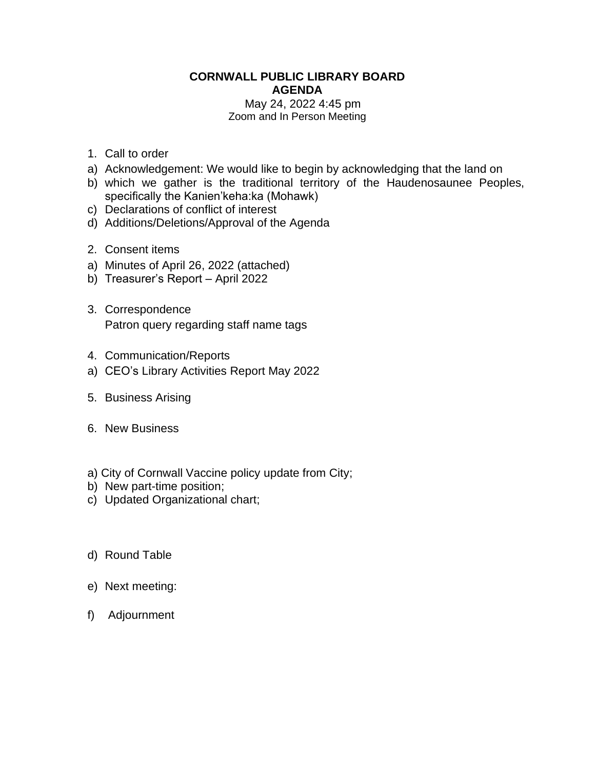**CORNWALL PUBLIC LIBRARY BOARD**
**AGENDA**

May 24, 2022 4:45 pm
Zoom and In Person Meeting

1. Call to order
   - a) Acknowledgement: We would like to begin by acknowledging that the land on
   - b) which we gather is the traditional territory of the Haudenosaunee Peoples, specifically the Kanien'keha:ka (Mohawk)
   - c) Declarations of conflict of interest
   - d) Additions/Deletions/Approval of the Agenda

2. Consent items
   - a) Minutes of April 26, 2022 (attached)
   - b) Treasurer's Report – April 2022

3. Correspondence
   Patron query regarding staff name tags

4. Communication/Reports
   - a) CEO's Library Activities Report May 2022

5. Business Arising

6. New Business
   - a) City of Cornwall Vaccine policy update from City;
   - b) New part-time position;
   - c) Updated Organizational chart;
   - d) Round Table
   - e) Next meeting:
   - f) Adjournment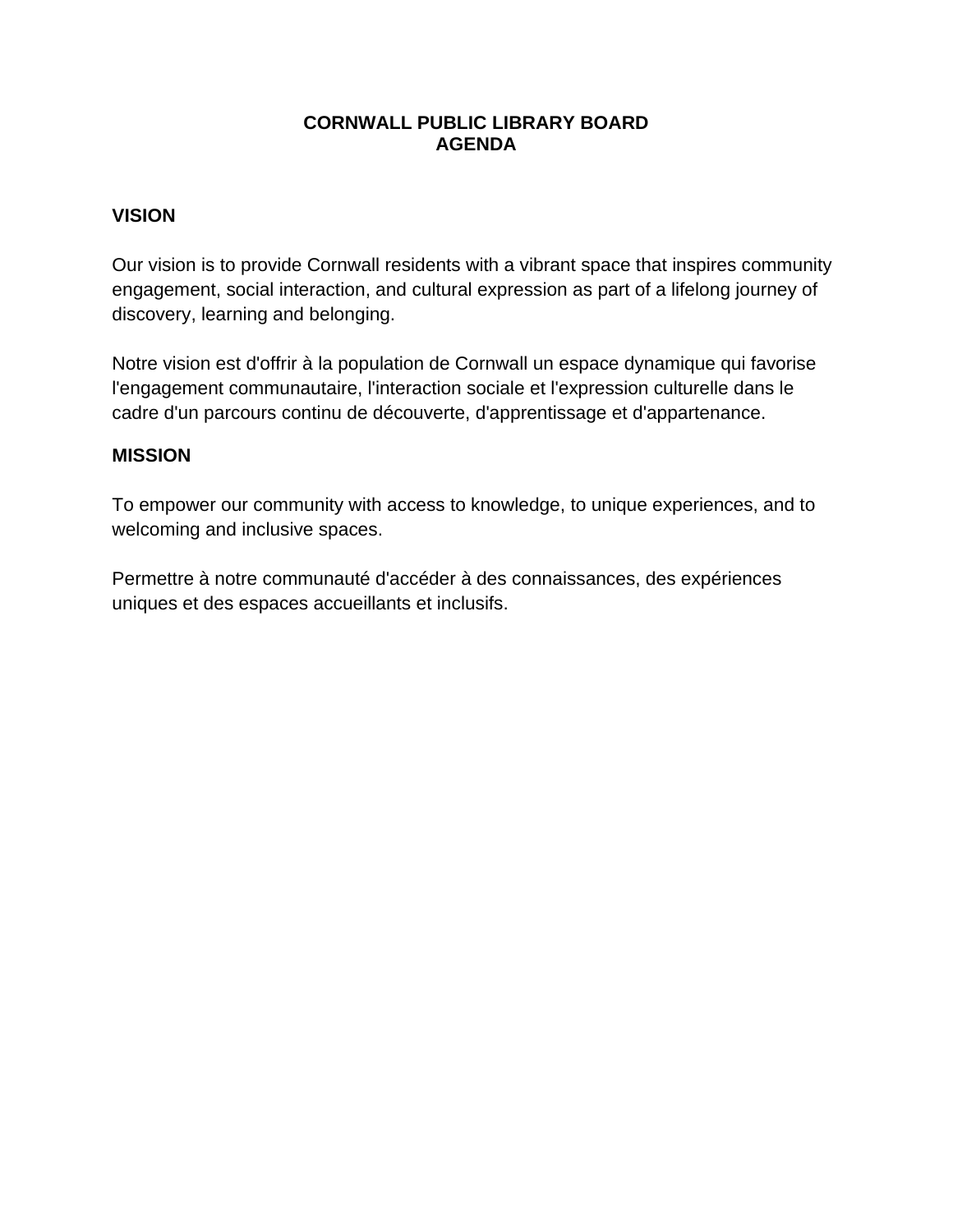# CORNWALL PUBLIC LIBRARY BOARD
# AGENDA

## VISION

Our vision is to provide Cornwall residents with a vibrant space that inspires community engagement, social interaction, and cultural expression as part of a lifelong journey of discovery, learning and belonging.

Notre vision est d'offrir à la population de Cornwall un espace dynamique qui favorise l'engagement communautaire, l'interaction sociale et l'expression culturelle dans le cadre d'un parcours continu de découverte, d'apprentissage et d'appartenance.

## MISSION

To empower our community with access to knowledge, to unique experiences, and to welcoming and inclusive spaces.

Permettre à notre communauté d'accéder à des connaissances, des expériences uniques et des espaces accueillants et inclusifs.